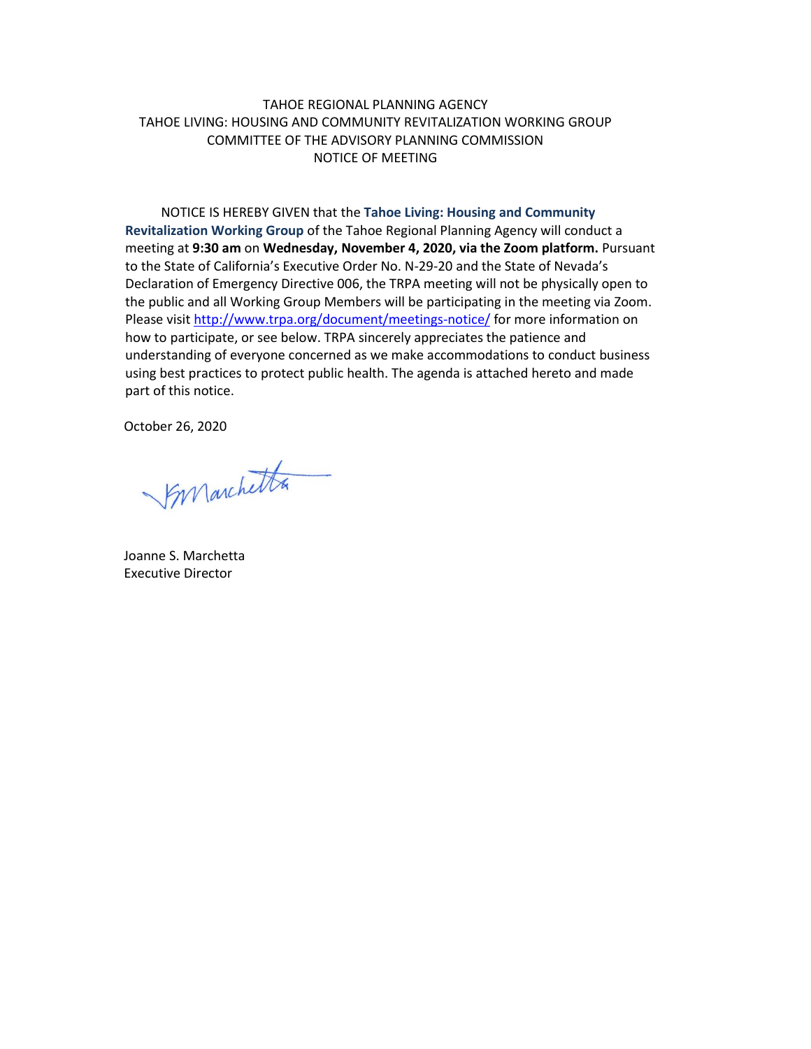TAHOE REGIONAL PLANNING AGENCY
TAHOE LIVING: HOUSING AND COMMUNITY REVITALIZATION WORKING GROUP
COMMITTEE OF THE ADVISORY PLANNING COMMISSION
NOTICE OF MEETING

NOTICE IS HEREBY GIVEN that the **Tahoe Living: Housing and Community Revitalization Working Group** of the Tahoe Regional Planning Agency will conduct a meeting at **9:30 am** on **Wednesday, November 4, 2020, via the Zoom platform.** Pursuant to the State of California's Executive Order No. N-29-20 and the State of Nevada's Declaration of Emergency Directive 006, the TRPA meeting will not be physically open to the public and all Working Group Members will be participating in the meeting via Zoom. Please visit http://www.trpa.org/document/meetings-notice/ for more information on how to participate, or see below. TRPA sincerely appreciates the patience and understanding of everyone concerned as we make accommodations to conduct business using best practices to protect public health. The agenda is attached hereto and made part of this notice.

October 26, 2020

Joanne S. Marchetta
Executive Director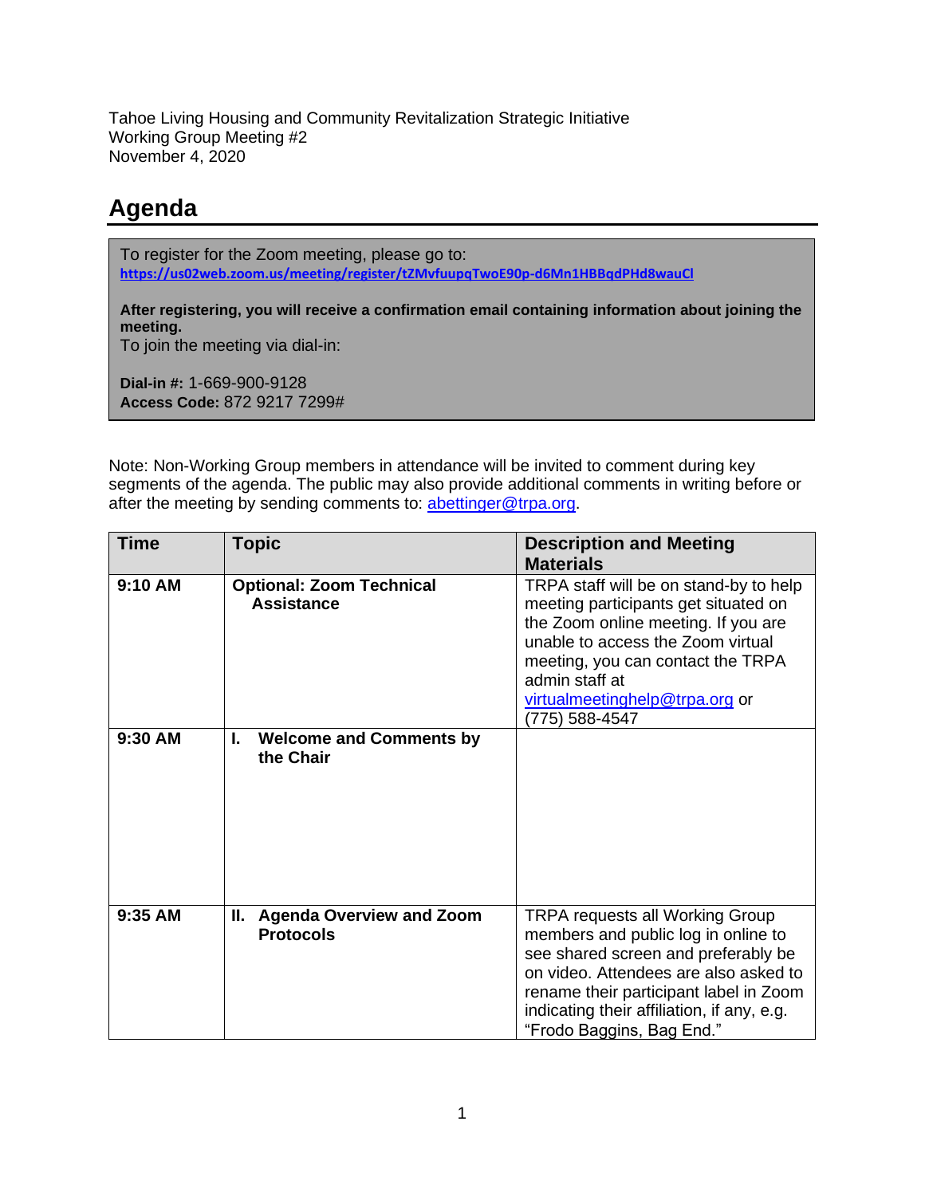Tahoe Living Housing and Community Revitalization Strategic Initiative
Working Group Meeting #2
November 4, 2020

# Agenda

To register for the Zoom meeting, please go to:
**https://us02web.zoom.us/meeting/register/tZMvfuupqTwoE90p-d6Mn1HBBqdPHd8wauCl**

**After registering, you will receive a confirmation email containing information about joining the meeting.**
To join the meeting via dial-in:

**Dial-in #:** 1-669-900-9128
**Access Code:** 872 9217 7299#

Note: Non-Working Group members in attendance will be invited to comment during key segments of the agenda. The public may also provide additional comments in writing before or after the meeting by sending comments to: abettinger@trpa.org.

| Time | Topic | Description and Meeting Materials |
|---|---|---|
| **9:10 AM** | **Optional: Zoom Technical Assistance** | TRPA staff will be on stand-by to help meeting participants get situated on the Zoom online meeting. If you are unable to access the Zoom virtual meeting, you can contact the TRPA admin staff at virtualmeetinghelp@trpa.org or (775) 588-4547 |
| **9:30 AM** | **I. Welcome and Comments by the Chair** | |
| **9:35 AM** | **II. Agenda Overview and Zoom Protocols** | TRPA requests all Working Group members and public log in online to see shared screen and preferably be on video. Attendees are also asked to rename their participant label in Zoom indicating their affiliation, if any, e.g. "Frodo Baggins, Bag End." |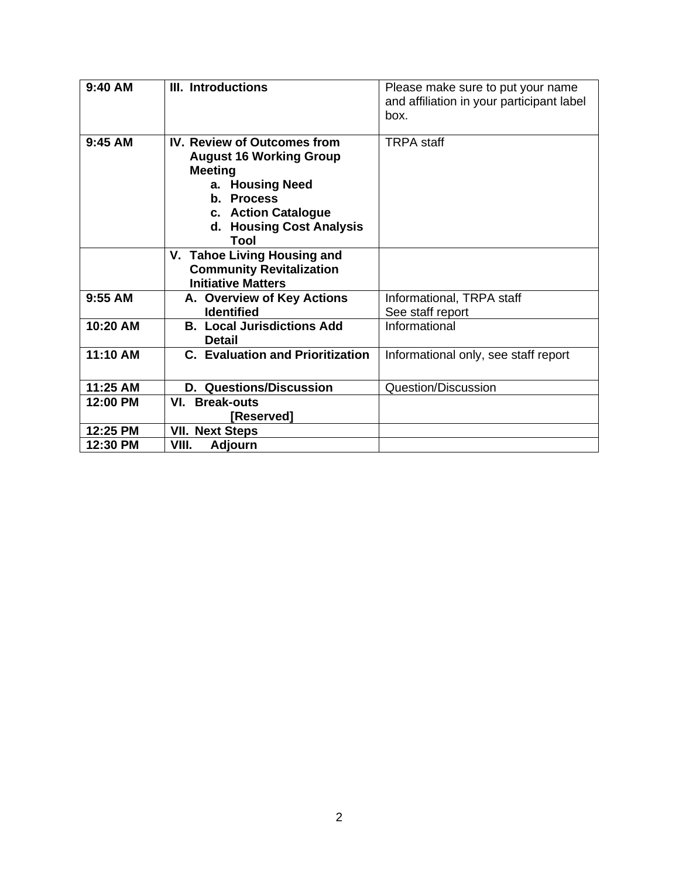| | | |
|---|---|---|
| **9:40 AM** | **III. Introductions** | Please make sure to put your name and affiliation in your participant label box. |
| **9:45 AM** | **IV. Review of Outcomes from August 16 Working Group Meeting**<br>**a. Housing Need**<br>**b. Process**<br>**c. Action Catalogue**<br>**d. Housing Cost Analysis Tool** | TRPA staff |
| | **V. Tahoe Living Housing and Community Revitalization Initiative Matters** | |
| **9:55 AM** | **A. Overview of Key Actions Identified** | Informational, TRPA staff<br>See staff report |
| **10:20 AM** | **B. Local Jurisdictions Add Detail** | Informational |
| **11:10 AM** | **C. Evaluation and Prioritization** | Informational only, see staff report |
| **11:25 AM** | **D. Questions/Discussion** | Question/Discussion |
| **12:00 PM** | **VI. Break-outs**<br>**[Reserved]** | |
| **12:25 PM** | **VII. Next Steps** | |
| **12:30 PM** | **VIII. Adjourn** | |